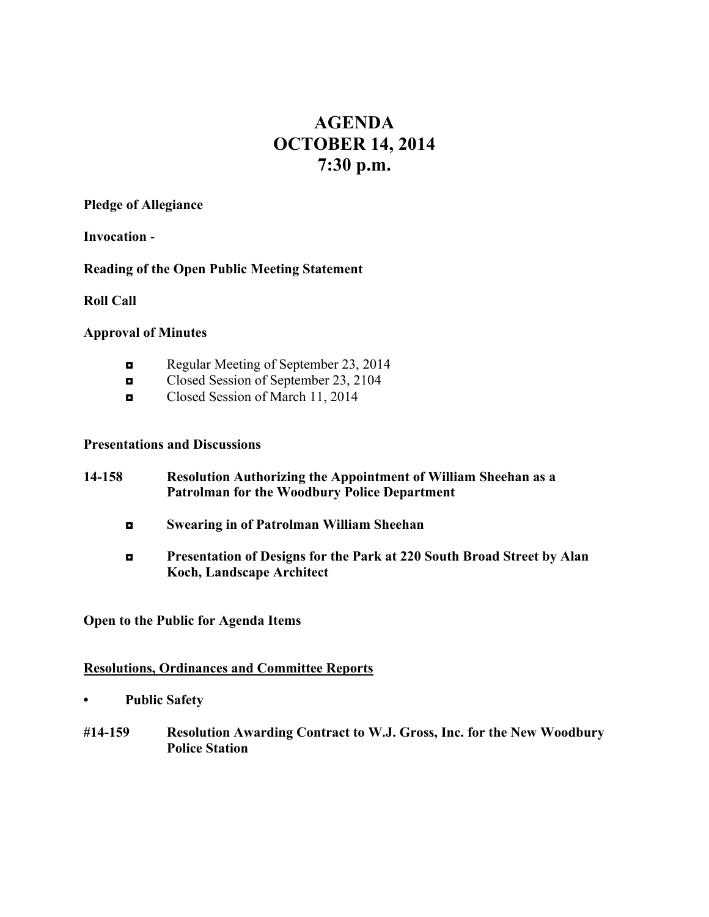# AGENDA
# OCTOBER 14, 2014
# 7:30 p.m.

**Pledge of Allegiance**

**Invocation** -

**Reading of the Open Public Meeting Statement**

**Roll Call**

**Approval of Minutes**

- Regular Meeting of September 23, 2014
- Closed Session of September 23, 2104
- Closed Session of March 11, 2014

**Presentations and Discussions**

**14-158 Resolution Authorizing the Appointment of William Sheehan as a Patrolman for the Woodbury Police Department**

- **Swearing in of Patrolman William Sheehan**
- **Presentation of Designs for the Park at 220 South Broad Street by Alan Koch, Landscape Architect**

**Open to the Public for Agenda Items**

**<u>Resolutions, Ordinances and Committee Reports</u>**

- **Public Safety**

**#14-159 Resolution Awarding Contract to W.J. Gross, Inc. for the New Woodbury Police Station**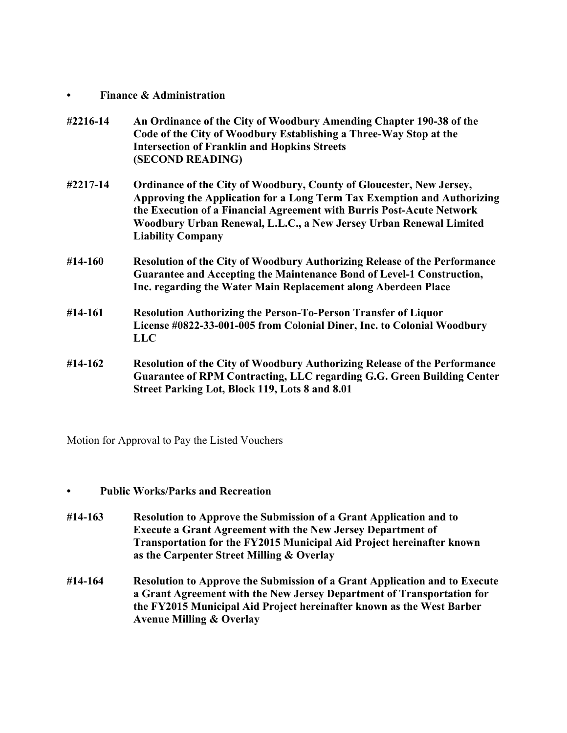- **Finance & Administration**

**#2216-14** **An Ordinance of the City of Woodbury Amending Chapter 190-38 of the Code of the City of Woodbury Establishing a Three-Way Stop at the Intersection of Franklin and Hopkins Streets (SECOND READING)**

**#2217-14** **Ordinance of the City of Woodbury, County of Gloucester, New Jersey, Approving the Application for a Long Term Tax Exemption and Authorizing the Execution of a Financial Agreement with Burris Post-Acute Network Woodbury Urban Renewal, L.L.C., a New Jersey Urban Renewal Limited Liability Company**

**#14-160** **Resolution of the City of Woodbury Authorizing Release of the Performance Guarantee and Accepting the Maintenance Bond of Level-1 Construction, Inc. regarding the Water Main Replacement along Aberdeen Place**

**#14-161** **Resolution Authorizing the Person-To-Person Transfer of Liquor License #0822-33-001-005 from Colonial Diner, Inc. to Colonial Woodbury LLC**

**#14-162** **Resolution of the City of Woodbury Authorizing Release of the Performance Guarantee of RPM Contracting, LLC regarding G.G. Green Building Center Street Parking Lot, Block 119, Lots 8 and 8.01**

Motion for Approval to Pay the Listed Vouchers

- **Public Works/Parks and Recreation**

**#14-163** **Resolution to Approve the Submission of a Grant Application and to Execute a Grant Agreement with the New Jersey Department of Transportation for the FY2015 Municipal Aid Project hereinafter known as the Carpenter Street Milling & Overlay**

**#14-164** **Resolution to Approve the Submission of a Grant Application and to Execute a Grant Agreement with the New Jersey Department of Transportation for the FY2015 Municipal Aid Project hereinafter known as the West Barber Avenue Milling & Overlay**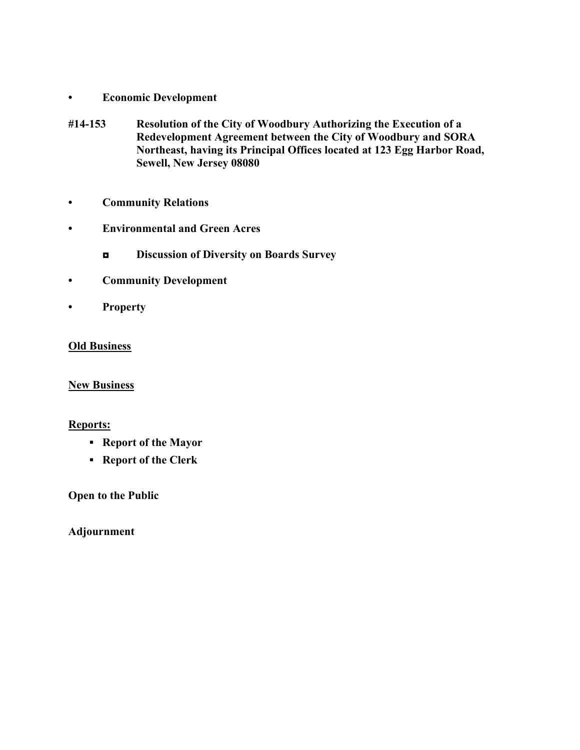- **Economic Development**

**#14-153 Resolution of the City of Woodbury Authorizing the Execution of a Redevelopment Agreement between the City of Woodbury and SORA Northeast, having its Principal Offices located at 123 Egg Harbor Road, Sewell, New Jersey 08080**

- **Community Relations**
- **Environmental and Green Acres**
  - **Discussion of Diversity on Boards Survey**
- **Community Development**
- **Property**

**Old Business**

**New Business**

**Reports:**

- **Report of the Mayor**
- **Report of the Clerk**

**Open to the Public**

**Adjournment**